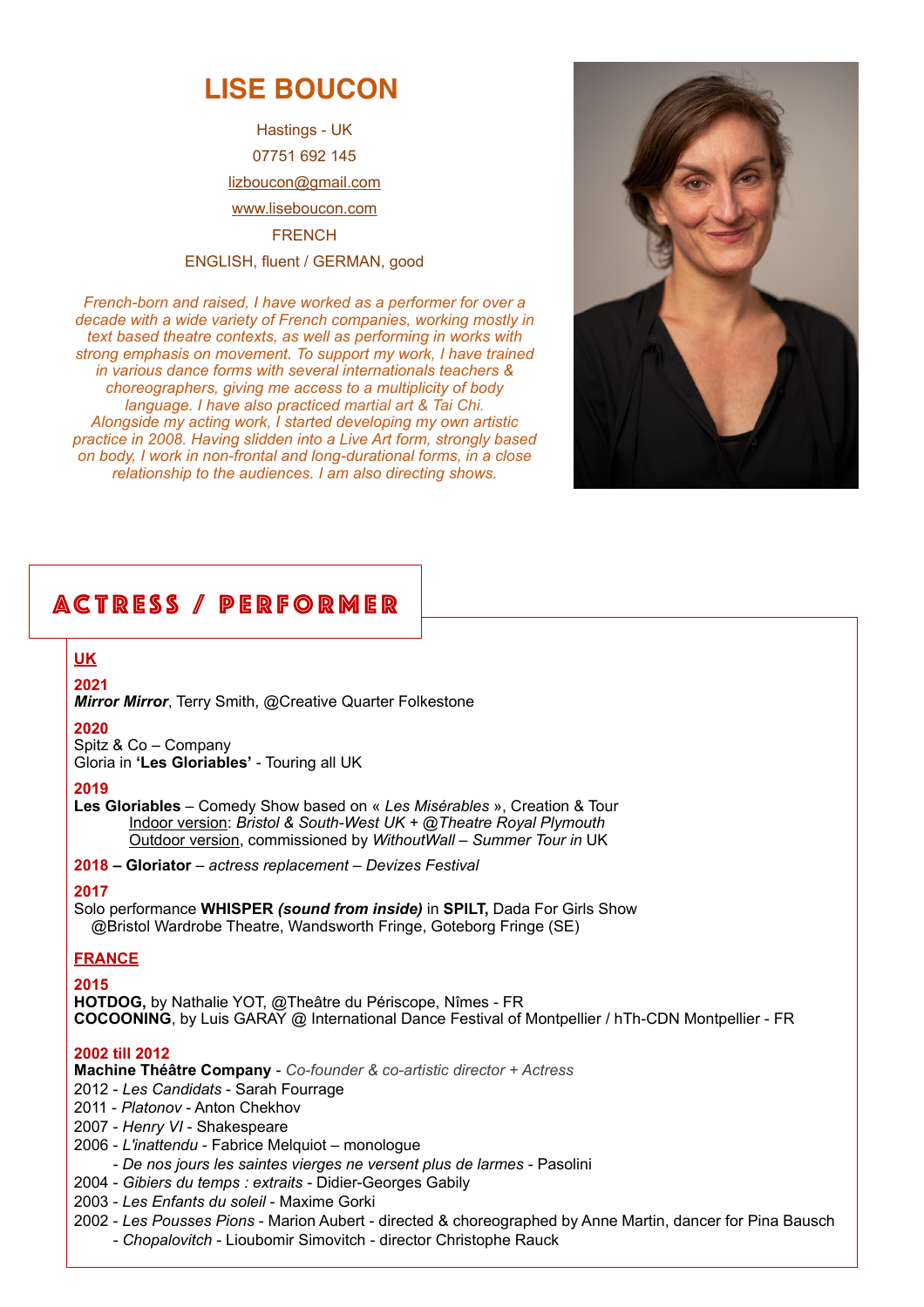# LISE BOUCON

Hastings - UK

07751 692 145

lizboucon@gmail.com

www.liseboucon.com

FRENCH

ENGLISH, fluent / GERMAN, good

*French-born and raised, I have worked as a performer for over a decade with a wide variety of French companies, working mostly in text based theatre contexts, as well as performing in works with strong emphasis on movement. To support my work, I have trained in various dance forms with several internationals teachers & choreographers, giving me access to a multiplicity of body language. I have also practiced martial art & Tai Chi. Alongside my acting work, I started developing my own artistic practice in 2008. Having slidden into a Live Art form, strongly based on body, I work in non-frontal and long-durational forms, in a close relationship to the audiences. I am also directing shows.*

## ACTRESS / PERFORMER

### UK

**2021**
***Mirror Mirror***, Terry Smith, @Creative Quarter Folkestone

**2020**
Spitz & Co – Company
Gloria in **'Les Gloriables'** - Touring all UK

**2019**
**Les Gloriables** – Comedy Show based on « *Les Misérables* », Creation & Tour
- Indoor version: *Bristol & South-West UK + @Theatre Royal Plymouth*
- Outdoor version, commissioned by *WithoutWall – Summer Tour in* UK

**2018 – Gloriator** – *actress replacement – Devizes Festival*

**2017**
Solo performance **WHISPER** ***(sound from inside)*** in **SPILT,** Dada For Girls Show
@Bristol Wardrobe Theatre, Wandsworth Fringe, Goteborg Fringe (SE)

### FRANCE

**2015**
**HOTDOG,** by Nathalie YOT, @Theâtre du Périscope, Nîmes - FR
**COCOONING**, by Luis GARAY @ International Dance Festival of Montpellier / hTh-CDN Montpellier - FR

**2002 till 2012**
**Machine Théâtre Company** - *Co-founder & co-artistic director + Actress*
2012 - *Les Candidats* - Sarah Fourrage
2011 - *Platonov* - Anton Chekhov
2007 - *Henry VI* - Shakespeare
2006 - *L'inattendu* - Fabrice Melquiot – monologue
- *De nos jours les saintes vierges ne versent plus de larmes* - Pasolini

2004 - *Gibiers du temps : extraits* - Didier-Georges Gabily
2003 - *Les Enfants du soleil* - Maxime Gorki
2002 - *Les Pousses Pions* - Marion Aubert - directed & choreographed by Anne Martin, dancer for Pina Bausch
- *Chopalovitch* - Lioubomir Simovitch - director Christophe Rauck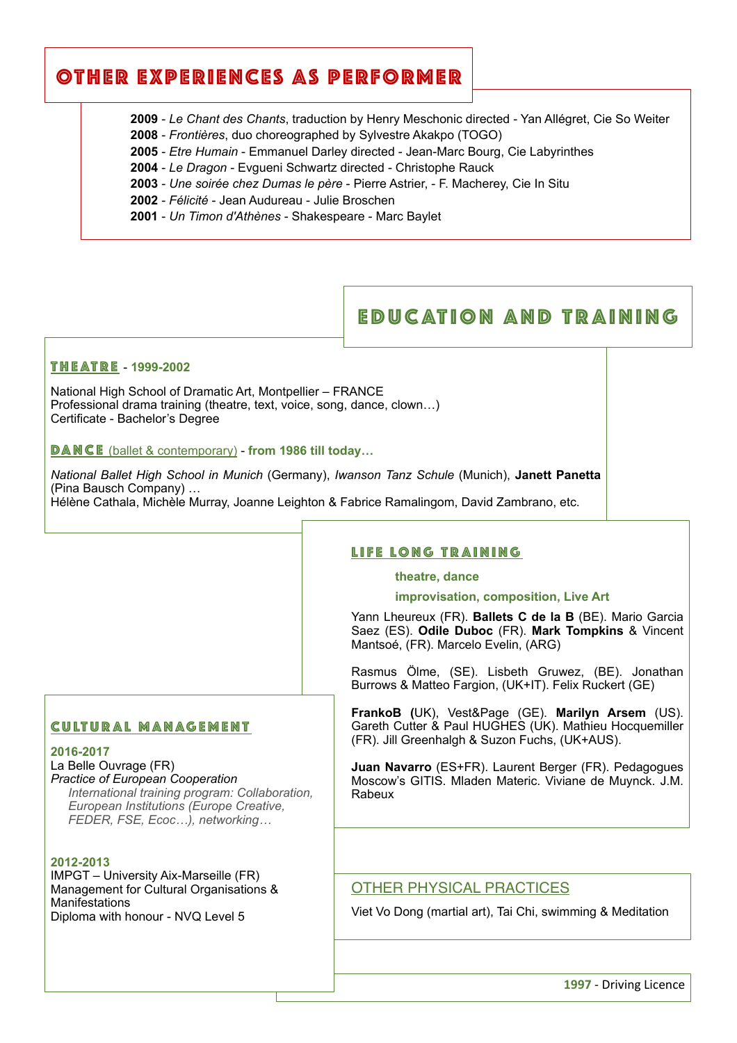# OTHER EXPERIENCES AS PERFORMER

**2009** - *Le Chant des Chants*, traduction by Henry Meschonic directed - Yan Allégret, Cie So Weiter
**2008** - *Frontières*, duo choreographed by Sylvestre Akakpo (TOGO)
**2005** - *Etre Humain* - Emmanuel Darley directed - Jean-Marc Bourg, Cie Labyrinthes
**2004** - *Le Dragon* - Evgueni Schwartz directed - Christophe Rauck
**2003** - *Une soirée chez Dumas le père* - Pierre Astrier, - F. Macherey, Cie In Situ
**2002** - *Félicité* - Jean Audureau - Julie Broschen
**2001** - *Un Timon d'Athènes* - Shakespeare - Marc Baylet

# EDUCATION AND TRAINING

## THEATRE - 1999-2002

National High School of Dramatic Art, Montpellier – FRANCE
Professional drama training (theatre, text, voice, song, dance, clown…)
Certificate - Bachelor's Degree

## DANCE (ballet & contemporary) - from 1986 till today…

*National Ballet High School in Munich* (Germany), *Iwanson Tanz Schule* (Munich), **Janett Panetta** (Pina Bausch Company) …
Hélène Cathala, Michèle Murray, Joanne Leighton & Fabrice Ramalingom, David Zambrano, etc.

## LIFE LONG TRAINING

**theatre, dance**

**improvisation, composition, Live Art**

Yann Lheureux (FR). **Ballets C de la B** (BE). Mario Garcia Saez (ES). **Odile Duboc** (FR). **Mark Tompkins** & Vincent Mantsoé, (FR). Marcelo Evelin, (ARG)

Rasmus Ölme, (SE). Lisbeth Gruwez, (BE). Jonathan Burrows & Matteo Fargion, (UK+IT). Felix Ruckert (GE)

**FrankoB (**UK), Vest&Page (GE). **Marilyn Arsem** (US). Gareth Cutter & Paul HUGHES (UK). Mathieu Hocquemiller (FR). Jill Greenhalgh & Suzon Fuchs, (UK+AUS).

**Juan Navarro** (ES+FR). Laurent Berger (FR). Pedagogues Moscow's GITIS. Mladen Materic. Viviane de Muynck. J.M. Rabeux

## CULTURAL MANAGEMENT

**2016-2017**
La Belle Ouvrage (FR)
*Practice of European Cooperation*
*International training program: Collaboration, European Institutions (Europe Creative, FEDER, FSE, Ecoc…), networking…*

**2012-2013**
IMPGT – University Aix-Marseille (FR)
Management for Cultural Organisations & Manifestations
Diploma with honour - NVQ Level 5

## OTHER PHYSICAL PRACTICES

Viet Vo Dong (martial art), Tai Chi, swimming & Meditation

**1997** - Driving Licence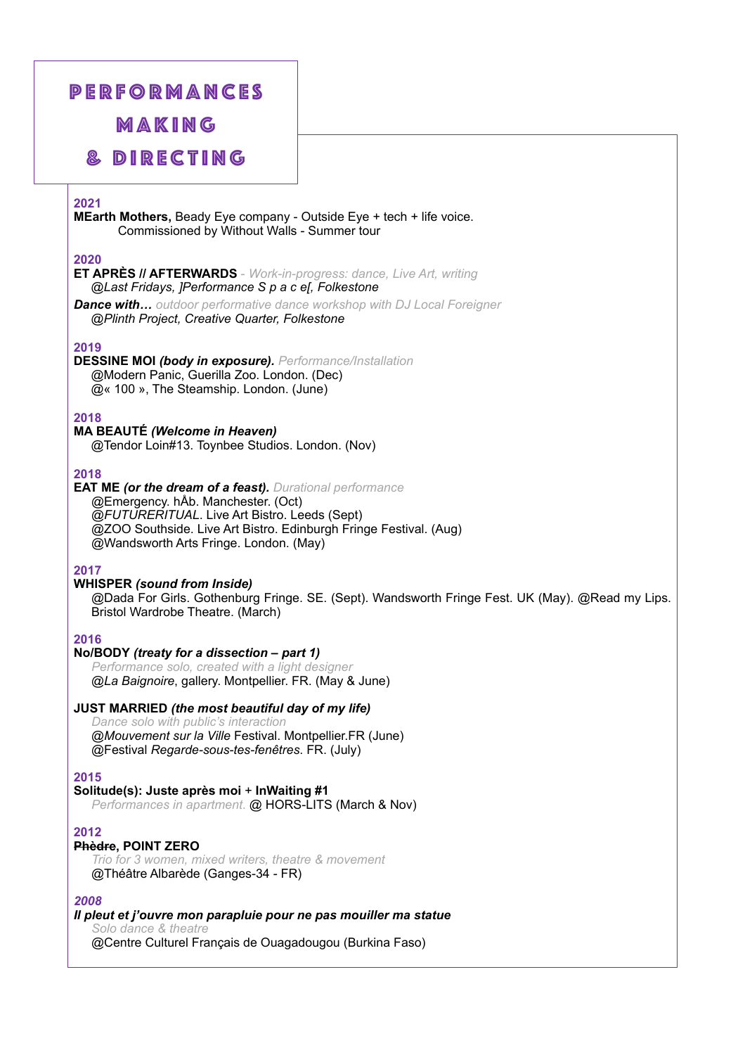# PERFORMANCES MAKING & DIRECTING

**2021**

**MEarth Mothers,** Beady Eye company - Outside Eye + tech + life voice.
Commissioned by Without Walls - Summer tour

**2020**

**ET APRÈS // AFTERWARDS** - *Work-in-progress: dance, Live Art, writing*
*@Last Fridays, ]Performance S p a c e[, Folkestone*

***Dance with…*** *outdoor performative dance workshop with DJ Local Foreigner*
*@Plinth Project, Creative Quarter, Folkestone*

**2019**

**DESSINE MOI *(body in exposure).*** *Performance/Installation*
@Modern Panic, Guerilla Zoo. London. (Dec)
@« 100 », The Steamship. London. (June)

**2018**

**MA BEAUTÉ *(Welcome in Heaven)***
@Tendor Loin#13. Toynbee Studios. London. (Nov)

**2018**

**EAT ME *(or the dream of a feast).*** *Durational performance*
@Emergency. hÅb. Manchester. (Oct)
@*FUTURERITUAL*. Live Art Bistro. Leeds (Sept)
@ZOO Southside. Live Art Bistro. Edinburgh Fringe Festival. (Aug)
@Wandsworth Arts Fringe. London. (May)

**2017**

**WHISPER *(sound from Inside)***
@Dada For Girls. Gothenburg Fringe. SE. (Sept). Wandsworth Fringe Fest. UK (May). @Read my Lips. Bristol Wardrobe Theatre. (March)

**2016**

**No/BODY *(treaty for a dissection – part 1)***
*Performance solo, created with a light designer*
@*La Baignoire*, gallery. Montpellier. FR. (May & June)

**JUST MARRIED *(the most beautiful day of my life)***
*Dance solo with public's interaction*
@*Mouvement sur la Ville* Festival. Montpellier.FR (June)
@Festival *Regarde-sous-tes-fenêtres*. FR. (July)

**2015**

**Solitude(s): Juste après moi** + **InWaiting #1**
*Performances in apartment.* @ HORS-LITS (March & Nov)

**2012**

**~~Phèdre~~, POINT ZERO**
*Trio for 3 women, mixed writers, theatre & movement*
@Théâtre Albarède (Ganges-34 - FR)

***2008***

***Il pleut et j'ouvre mon parapluie pour ne pas mouiller ma statue***
*Solo dance & theatre*
@Centre Culturel Français de Ouagadougou (Burkina Faso)